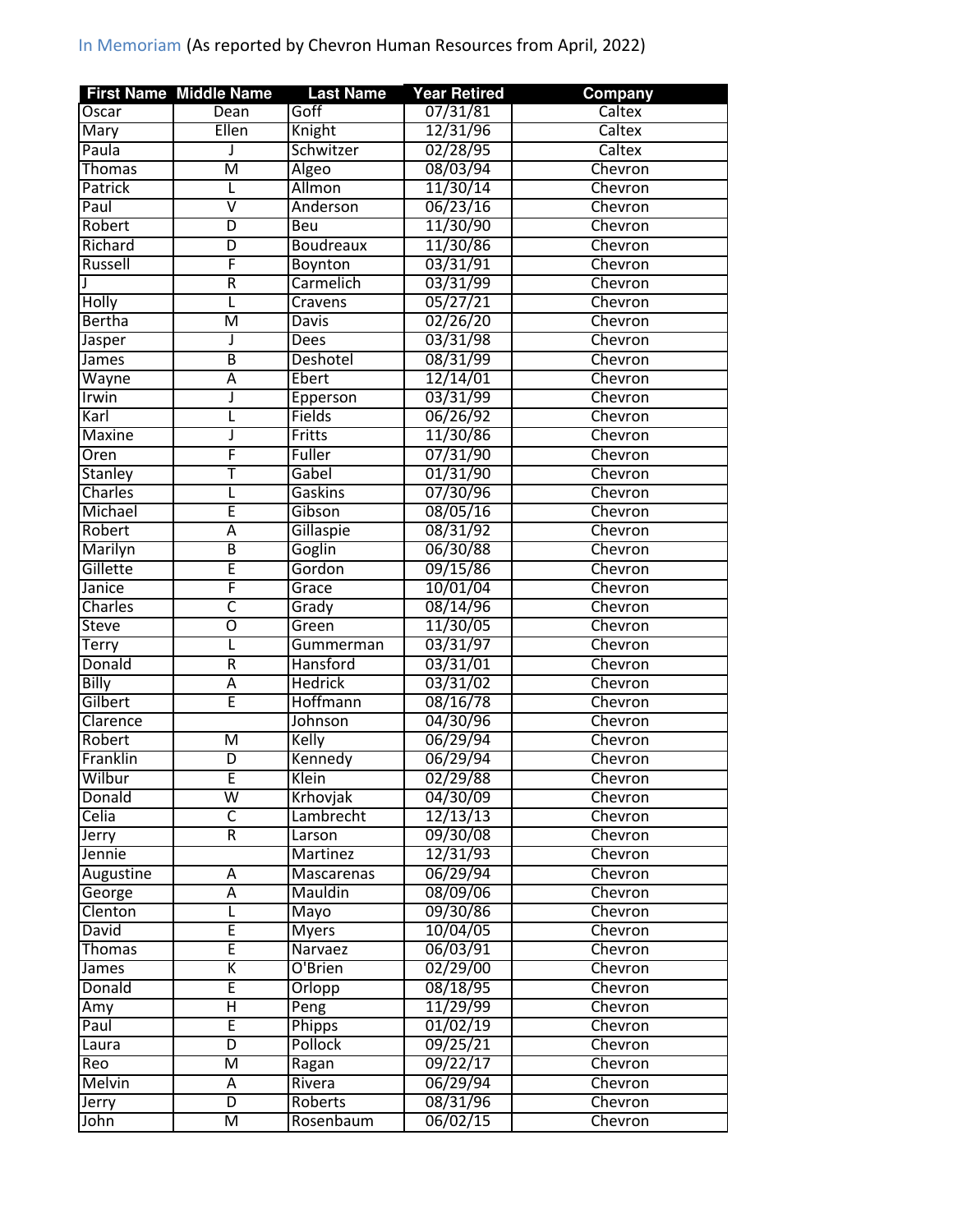In Memoriam (As reported by Chevron Human Resources from April, 2022)

| First Name | Middle Name | Last Name | Year Retired | Company |
|---|---|---|---|---|
| Oscar | Dean | Goff | 07/31/81 | Caltex |
| Mary | Ellen | Knight | 12/31/96 | Caltex |
| Paula | J | Schwitzer | 02/28/95 | Caltex |
| Thomas | M | Algeo | 08/03/94 | Chevron |
| Patrick | L | Allmon | 11/30/14 | Chevron |
| Paul | V | Anderson | 06/23/16 | Chevron |
| Robert | D | Beu | 11/30/90 | Chevron |
| Richard | D | Boudreaux | 11/30/86 | Chevron |
| Russell | F | Boynton | 03/31/91 | Chevron |
| J | R | Carmelich | 03/31/99 | Chevron |
| Holly | L | Cravens | 05/27/21 | Chevron |
| Bertha | M | Davis | 02/26/20 | Chevron |
| Jasper | J | Dees | 03/31/98 | Chevron |
| James | B | Deshotel | 08/31/99 | Chevron |
| Wayne | A | Ebert | 12/14/01 | Chevron |
| Irwin | J | Epperson | 03/31/99 | Chevron |
| Karl | L | Fields | 06/26/92 | Chevron |
| Maxine | J | Fritts | 11/30/86 | Chevron |
| Oren | F | Fuller | 07/31/90 | Chevron |
| Stanley | T | Gabel | 01/31/90 | Chevron |
| Charles | L | Gaskins | 07/30/96 | Chevron |
| Michael | E | Gibson | 08/05/16 | Chevron |
| Robert | A | Gillaspie | 08/31/92 | Chevron |
| Marilyn | B | Goglin | 06/30/88 | Chevron |
| Gillette | E | Gordon | 09/15/86 | Chevron |
| Janice | F | Grace | 10/01/04 | Chevron |
| Charles | C | Grady | 08/14/96 | Chevron |
| Steve | O | Green | 11/30/05 | Chevron |
| Terry | L | Gummerman | 03/31/97 | Chevron |
| Donald | R | Hansford | 03/31/01 | Chevron |
| Billy | A | Hedrick | 03/31/02 | Chevron |
| Gilbert | E | Hoffmann | 08/16/78 | Chevron |
| Clarence | | Johnson | 04/30/96 | Chevron |
| Robert | M | Kelly | 06/29/94 | Chevron |
| Franklin | D | Kennedy | 06/29/94 | Chevron |
| Wilbur | E | Klein | 02/29/88 | Chevron |
| Donald | W | Krhovjak | 04/30/09 | Chevron |
| Celia | C | Lambrecht | 12/13/13 | Chevron |
| Jerry | R | Larson | 09/30/08 | Chevron |
| Jennie | | Martinez | 12/31/93 | Chevron |
| Augustine | A | Mascarenas | 06/29/94 | Chevron |
| George | A | Mauldin | 08/09/06 | Chevron |
| Clenton | L | Mayo | 09/30/86 | Chevron |
| David | E | Myers | 10/04/05 | Chevron |
| Thomas | E | Narvaez | 06/03/91 | Chevron |
| James | K | O'Brien | 02/29/00 | Chevron |
| Donald | E | Orlopp | 08/18/95 | Chevron |
| Amy | H | Peng | 11/29/99 | Chevron |
| Paul | E | Phipps | 01/02/19 | Chevron |
| Laura | D | Pollock | 09/25/21 | Chevron |
| Reo | M | Ragan | 09/22/17 | Chevron |
| Melvin | A | Rivera | 06/29/94 | Chevron |
| Jerry | D | Roberts | 08/31/96 | Chevron |
| John | M | Rosenbaum | 06/02/15 | Chevron |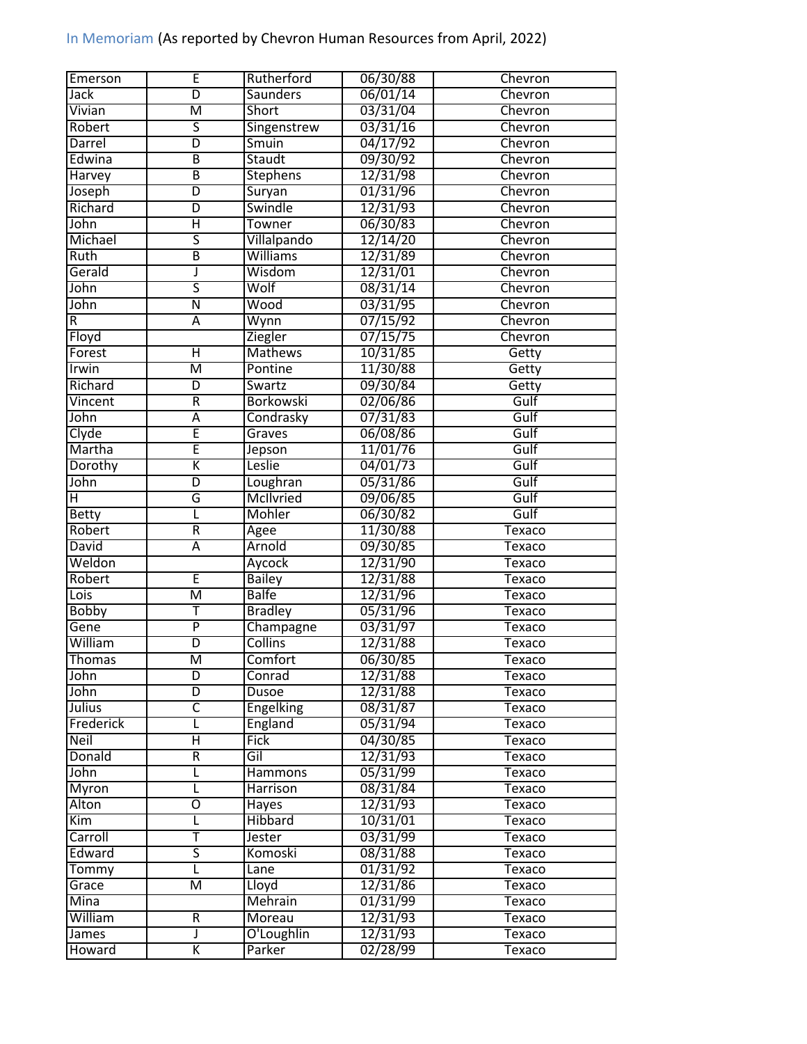In Memoriam (As reported by Chevron Human Resources from April, 2022)

| | | | | |
|---|---|---|---|---|
| Emerson | E | Rutherford | 06/30/88 | Chevron |
| Jack | D | Saunders | 06/01/14 | Chevron |
| Vivian | M | Short | 03/31/04 | Chevron |
| Robert | S | Singenstrew | 03/31/16 | Chevron |
| Darrel | D | Smuin | 04/17/92 | Chevron |
| Edwina | B | Staudt | 09/30/92 | Chevron |
| Harvey | B | Stephens | 12/31/98 | Chevron |
| Joseph | D | Suryan | 01/31/96 | Chevron |
| Richard | D | Swindle | 12/31/93 | Chevron |
| John | H | Towner | 06/30/83 | Chevron |
| Michael | S | Villalpando | 12/14/20 | Chevron |
| Ruth | B | Williams | 12/31/89 | Chevron |
| Gerald | J | Wisdom | 12/31/01 | Chevron |
| John | S | Wolf | 08/31/14 | Chevron |
| John | N | Wood | 03/31/95 | Chevron |
| R | A | Wynn | 07/15/92 | Chevron |
| Floyd | | Ziegler | 07/15/75 | Chevron |
| Forest | H | Mathews | 10/31/85 | Getty |
| Irwin | M | Pontine | 11/30/88 | Getty |
| Richard | D | Swartz | 09/30/84 | Getty |
| Vincent | R | Borkowski | 02/06/86 | Gulf |
| John | A | Condrasky | 07/31/83 | Gulf |
| Clyde | E | Graves | 06/08/86 | Gulf |
| Martha | E | Jepson | 11/01/76 | Gulf |
| Dorothy | K | Leslie | 04/01/73 | Gulf |
| John | D | Loughran | 05/31/86 | Gulf |
| H | G | McIlvried | 09/06/85 | Gulf |
| Betty | L | Mohler | 06/30/82 | Gulf |
| Robert | R | Agee | 11/30/88 | Texaco |
| David | A | Arnold | 09/30/85 | Texaco |
| Weldon | | Aycock | 12/31/90 | Texaco |
| Robert | E | Bailey | 12/31/88 | Texaco |
| Lois | M | Balfe | 12/31/96 | Texaco |
| Bobby | T | Bradley | 05/31/96 | Texaco |
| Gene | P | Champagne | 03/31/97 | Texaco |
| William | D | Collins | 12/31/88 | Texaco |
| Thomas | M | Comfort | 06/30/85 | Texaco |
| John | D | Conrad | 12/31/88 | Texaco |
| John | D | Dusoe | 12/31/88 | Texaco |
| Julius | C | Engelking | 08/31/87 | Texaco |
| Frederick | L | England | 05/31/94 | Texaco |
| Neil | H | Fick | 04/30/85 | Texaco |
| Donald | R | Gil | 12/31/93 | Texaco |
| John | L | Hammons | 05/31/99 | Texaco |
| Myron | L | Harrison | 08/31/84 | Texaco |
| Alton | O | Hayes | 12/31/93 | Texaco |
| Kim | L | Hibbard | 10/31/01 | Texaco |
| Carroll | T | Jester | 03/31/99 | Texaco |
| Edward | S | Komoski | 08/31/88 | Texaco |
| Tommy | L | Lane | 01/31/92 | Texaco |
| Grace | M | Lloyd | 12/31/86 | Texaco |
| Mina | | Mehrain | 01/31/99 | Texaco |
| William | R | Moreau | 12/31/93 | Texaco |
| James | J | O'Loughlin | 12/31/93 | Texaco |
| Howard | K | Parker | 02/28/99 | Texaco |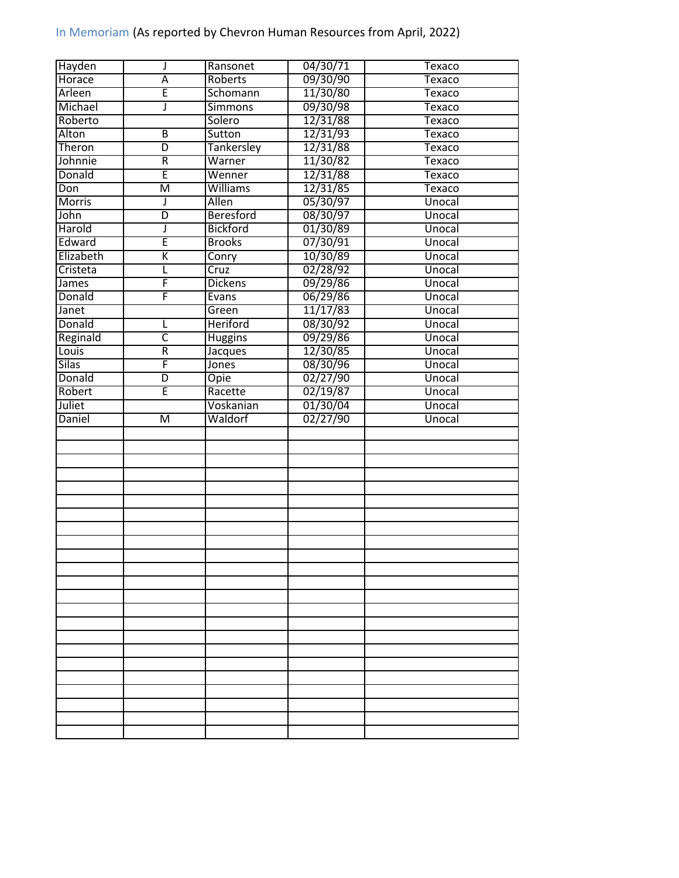In Memoriam (As reported by Chevron Human Resources from April, 2022)

| | | | | |
|---|---|---|---|---|
| Hayden | J | Ransonet | 04/30/71 | Texaco |
| Horace | A | Roberts | 09/30/90 | Texaco |
| Arleen | E | Schomann | 11/30/80 | Texaco |
| Michael | J | Simmons | 09/30/98 | Texaco |
| Roberto | | Solero | 12/31/88 | Texaco |
| Alton | B | Sutton | 12/31/93 | Texaco |
| Theron | D | Tankersley | 12/31/88 | Texaco |
| Johnnie | R | Warner | 11/30/82 | Texaco |
| Donald | E | Wenner | 12/31/88 | Texaco |
| Don | M | Williams | 12/31/85 | Texaco |
| Morris | J | Allen | 05/30/97 | Unocal |
| John | D | Beresford | 08/30/97 | Unocal |
| Harold | J | Bickford | 01/30/89 | Unocal |
| Edward | E | Brooks | 07/30/91 | Unocal |
| Elizabeth | K | Conry | 10/30/89 | Unocal |
| Cristeta | L | Cruz | 02/28/92 | Unocal |
| James | F | Dickens | 09/29/86 | Unocal |
| Donald | F | Evans | 06/29/86 | Unocal |
| Janet | | Green | 11/17/83 | Unocal |
| Donald | L | Heriford | 08/30/92 | Unocal |
| Reginald | C | Huggins | 09/29/86 | Unocal |
| Louis | R | Jacques | 12/30/85 | Unocal |
| Silas | F | Jones | 08/30/96 | Unocal |
| Donald | D | Opie | 02/27/90 | Unocal |
| Robert | E | Racette | 02/19/87 | Unocal |
| Juliet | | Voskanian | 01/30/04 | Unocal |
| Daniel | M | Waldorf | 02/27/90 | Unocal |